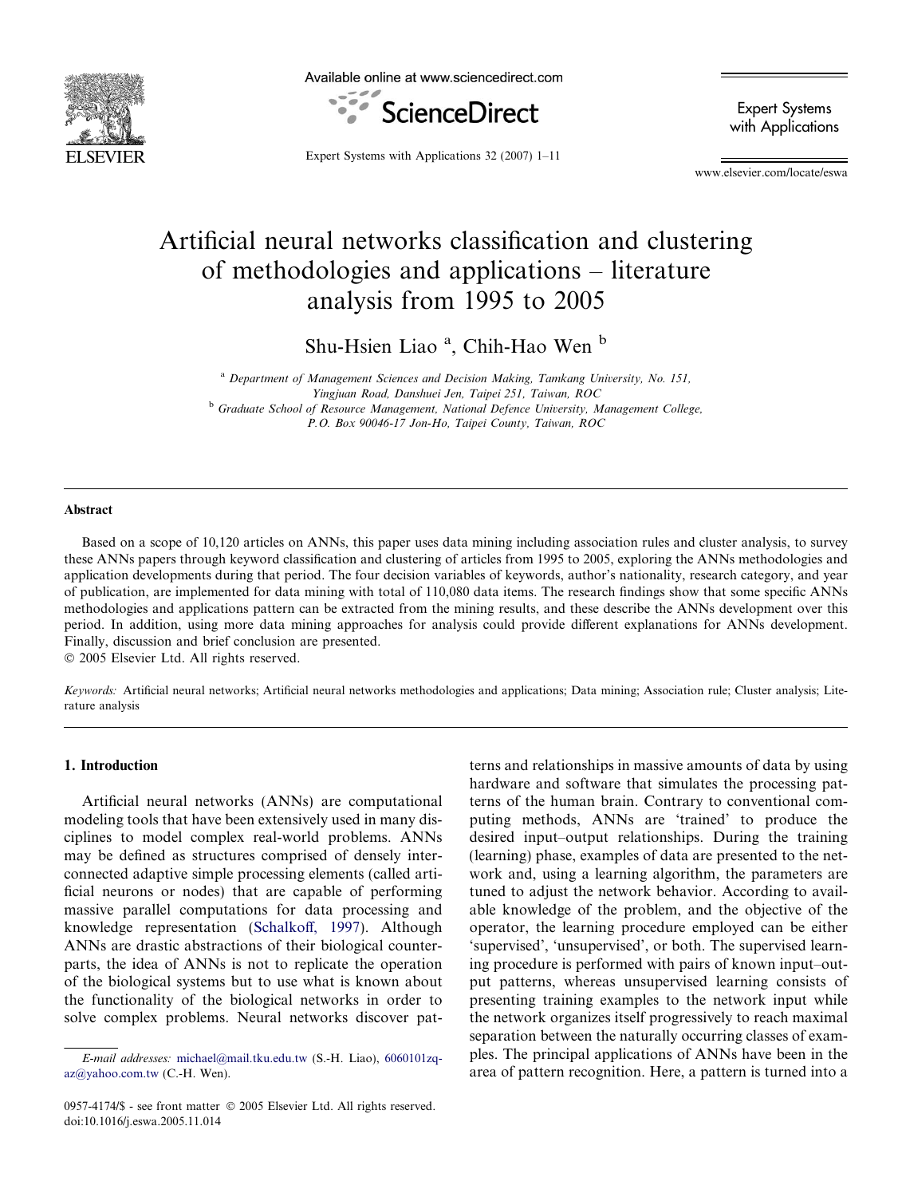# Artificial neural networks classification and clustering of methodologies and applications – literature analysis from 1995 to 2005

Shu-Hsien Liao [a], Chih-Hao Wen [b]

[a] *Department of Management Sciences and Decision Making, Tamkang University, No. 151, Yingjuan Road, Danshuei Jen, Taipei 251, Taiwan, ROC*

[b] *Graduate School of Resource Management, National Defence University, Management College, P.O. Box 90046-17 Jon-Ho, Taipei County, Taiwan, ROC*

## Abstract

Based on a scope of 10,120 articles on ANNs, this paper uses data mining including association rules and cluster analysis, to survey these ANNs papers through keyword classification and clustering of articles from 1995 to 2005, exploring the ANNs methodologies and application developments during that period. The four decision variables of keywords, author's nationality, research category, and year of publication, are implemented for data mining with total of 110,080 data items. The research findings show that some specific ANNs methodologies and applications pattern can be extracted from the mining results, and these describe the ANNs development over this period. In addition, using more data mining approaches for analysis could provide different explanations for ANNs development. Finally, discussion and brief conclusion are presented.

© 2005 Elsevier Ltd. All rights reserved.

*Keywords:* Artificial neural networks; Artificial neural networks methodologies and applications; Data mining; Association rule; Cluster analysis; Literature analysis

## 1. Introduction

Artificial neural networks (ANNs) are computational modeling tools that have been extensively used in many disciplines to model complex real-world problems. ANNs may be defined as structures comprised of densely interconnected adaptive simple processing elements (called artificial neurons or nodes) that are capable of performing massive parallel computations for data processing and knowledge representation (Schalkoff, 1997). Although ANNs are drastic abstractions of their biological counterparts, the idea of ANNs is not to replicate the operation of the biological systems but to use what is known about the functionality of the biological networks in order to solve complex problems. Neural networks discover patterns and relationships in massive amounts of data by using hardware and software that simulates the processing patterns of the human brain. Contrary to conventional computing methods, ANNs are 'trained' to produce the desired input–output relationships. During the training (learning) phase, examples of data are presented to the network and, using a learning algorithm, the parameters are tuned to adjust the network behavior. According to available knowledge of the problem, and the objective of the operator, the learning procedure employed can be either 'supervised', 'unsupervised', or both. The supervised learning procedure is performed with pairs of known input–output patterns, whereas unsupervised learning consists of presenting training examples to the network input while the network organizes itself progressively to reach maximal separation between the naturally occurring classes of examples. The principal applications of ANNs have been in the area of pattern recognition. Here, a pattern is turned into a

*E-mail addresses:* michael@mail.tku.edu.tw (S.-H. Liao), 6060101zqaz@yahoo.com.tw (C.-H. Wen).

0957-4174/$ - see front matter © 2005 Elsevier Ltd. All rights reserved.
doi:10.1016/j.eswa.2005.11.014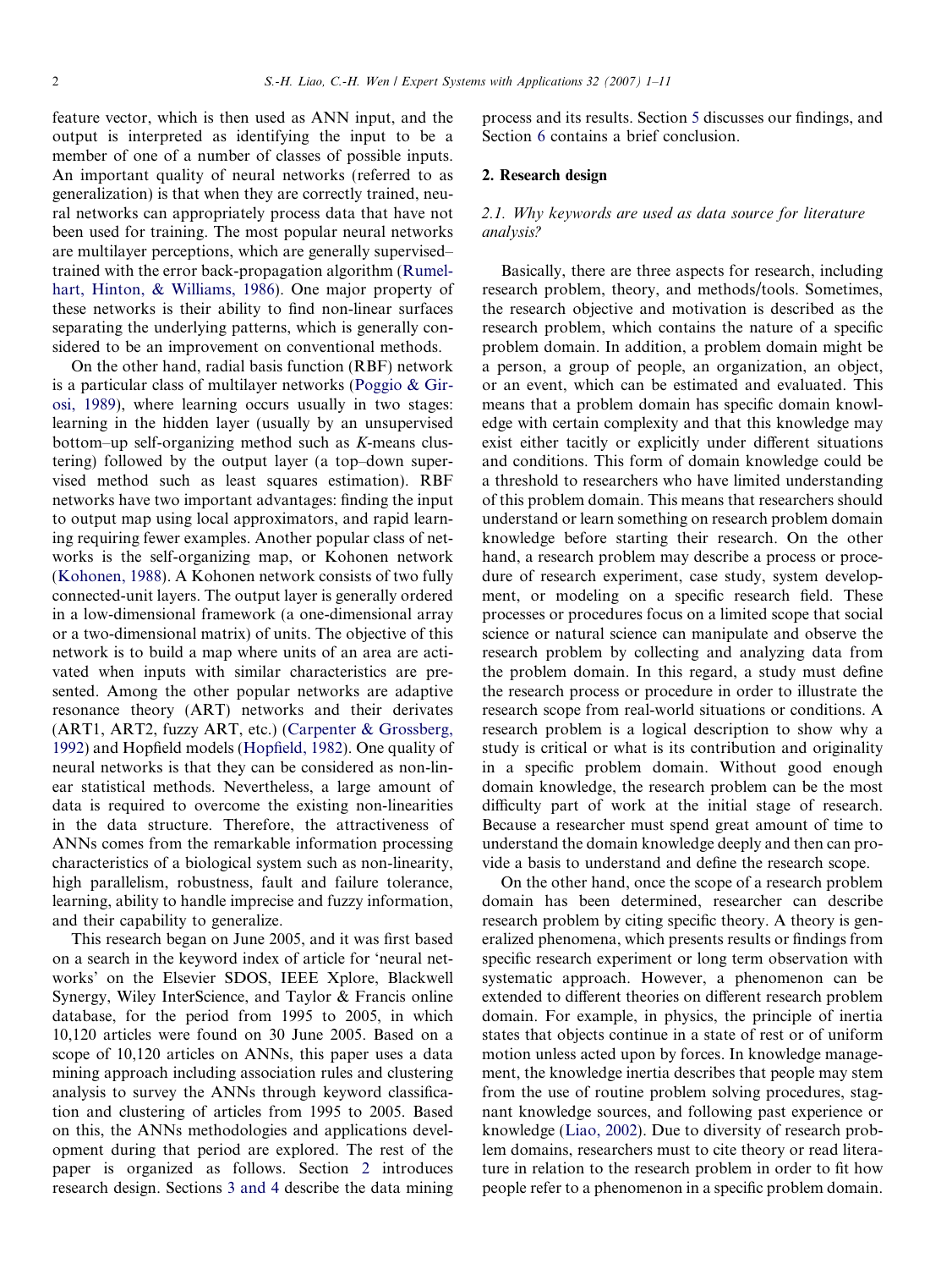feature vector, which is then used as ANN input, and the output is interpreted as identifying the input to be a member of one of a number of classes of possible inputs. An important quality of neural networks (referred to as generalization) is that when they are correctly trained, neural networks can appropriately process data that have not been used for training. The most popular neural networks are multilayer perceptions, which are generally supervised–trained with the error back-propagation algorithm (Rumelhart, Hinton, & Williams, 1986). One major property of these networks is their ability to find non-linear surfaces separating the underlying patterns, which is generally considered to be an improvement on conventional methods.

On the other hand, radial basis function (RBF) network is a particular class of multilayer networks (Poggio & Girosi, 1989), where learning occurs usually in two stages: learning in the hidden layer (usually by an unsupervised bottom–up self-organizing method such as $K$-means clustering) followed by the output layer (a top–down supervised method such as least squares estimation). RBF networks have two important advantages: finding the input to output map using local approximators, and rapid learning requiring fewer examples. Another popular class of networks is the self-organizing map, or Kohonen network (Kohonen, 1988). A Kohonen network consists of two fully connected-unit layers. The output layer is generally ordered in a low-dimensional framework (a one-dimensional array or a two-dimensional matrix) of units. The objective of this network is to build a map where units of an area are activated when inputs with similar characteristics are presented. Among the other popular networks are adaptive resonance theory (ART) networks and their derivates (ART1, ART2, fuzzy ART, etc.) (Carpenter & Grossberg, 1992) and Hopfield models (Hopfield, 1982). One quality of neural networks is that they can be considered as non-linear statistical methods. Nevertheless, a large amount of data is required to overcome the existing non-linearities in the data structure. Therefore, the attractiveness of ANNs comes from the remarkable information processing characteristics of a biological system such as non-linearity, high parallelism, robustness, fault and failure tolerance, learning, ability to handle imprecise and fuzzy information, and their capability to generalize.

This research began on June 2005, and it was first based on a search in the keyword index of article for 'neural networks' on the Elsevier SDOS, IEEE Xplore, Blackwell Synergy, Wiley InterScience, and Taylor & Francis online database, for the period from 1995 to 2005, in which 10,120 articles were found on 30 June 2005. Based on a scope of 10,120 articles on ANNs, this paper uses a data mining approach including association rules and clustering analysis to survey the ANNs through keyword classification and clustering of articles from 1995 to 2005. Based on this, the ANNs methodologies and applications development during that period are explored. The rest of the paper is organized as follows. Section 2 introduces research design. Sections 3 and 4 describe the data mining process and its results. Section 5 discusses our findings, and Section 6 contains a brief conclusion.

## 2. Research design

### 2.1. Why keywords are used as data source for literature analysis?

Basically, there are three aspects for research, including research problem, theory, and methods/tools. Sometimes, the research objective and motivation is described as the research problem, which contains the nature of a specific problem domain. In addition, a problem domain might be a person, a group of people, an organization, an object, or an event, which can be estimated and evaluated. This means that a problem domain has specific domain knowledge with certain complexity and that this knowledge may exist either tacitly or explicitly under different situations and conditions. This form of domain knowledge could be a threshold to researchers who have limited understanding of this problem domain. This means that researchers should understand or learn something on research problem domain knowledge before starting their research. On the other hand, a research problem may describe a process or procedure of research experiment, case study, system development, or modeling on a specific research field. These processes or procedures focus on a limited scope that social science or natural science can manipulate and observe the research problem by collecting and analyzing data from the problem domain. In this regard, a study must define the research process or procedure in order to illustrate the research scope from real-world situations or conditions. A research problem is a logical description to show why a study is critical or what is its contribution and originality in a specific problem domain. Without good enough domain knowledge, the research problem can be the most difficulty part of work at the initial stage of research. Because a researcher must spend great amount of time to understand the domain knowledge deeply and then can provide a basis to understand and define the research scope.

On the other hand, once the scope of a research problem domain has been determined, researcher can describe research problem by citing specific theory. A theory is generalized phenomena, which presents results or findings from specific research experiment or long term observation with systematic approach. However, a phenomenon can be extended to different theories on different research problem domain. For example, in physics, the principle of inertia states that objects continue in a state of rest or of uniform motion unless acted upon by forces. In knowledge management, the knowledge inertia describes that people may stem from the use of routine problem solving procedures, stagnant knowledge sources, and following past experience or knowledge (Liao, 2002). Due to diversity of research problem domains, researchers must to cite theory or read literature in relation to the research problem in order to fit how people refer to a phenomenon in a specific problem domain.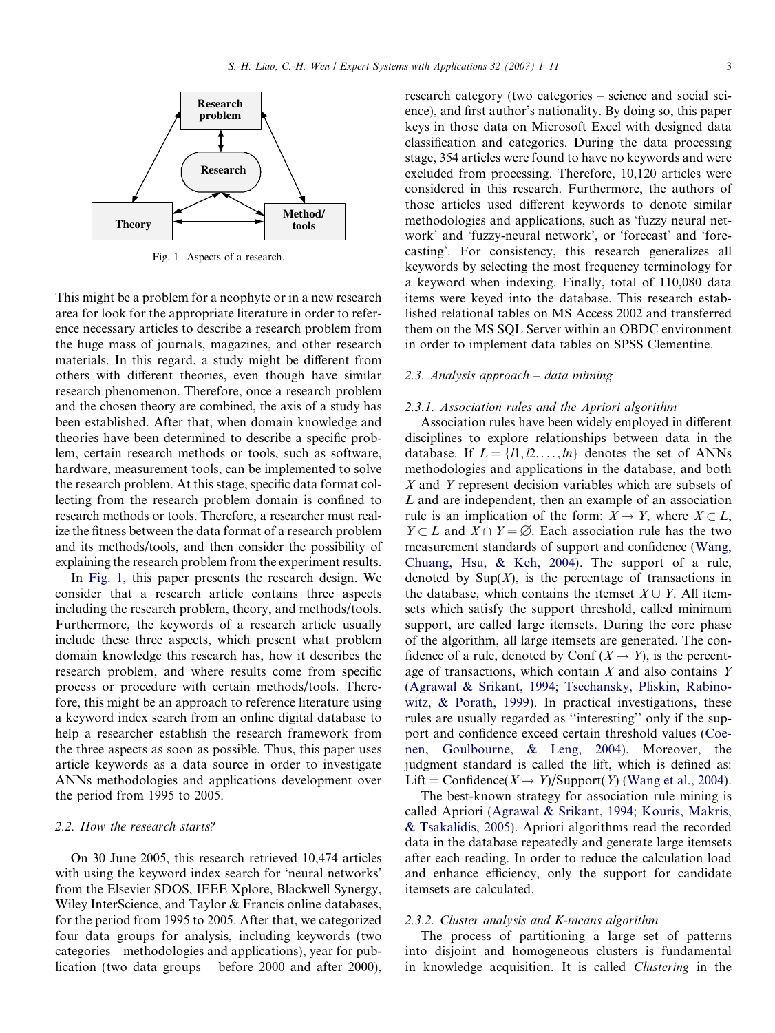Fig. 1. Aspects of a research.

This might be a problem for a neophyte or in a new research area for look for the appropriate literature in order to reference necessary articles to describe a research problem from the huge mass of journals, magazines, and other research materials. In this regard, a study might be different from others with different theories, even though have similar research phenomenon. Therefore, once a research problem and the chosen theory are combined, the axis of a study has been established. After that, when domain knowledge and theories have been determined to describe a specific problem, certain research methods or tools, such as software, hardware, measurement tools, can be implemented to solve the research problem. At this stage, specific data format collecting from the research problem domain is confined to research methods or tools. Therefore, a researcher must realize the fitness between the data format of a research problem and its methods/tools, and then consider the possibility of explaining the research problem from the experiment results.

In Fig. 1, this paper presents the research design. We consider that a research article contains three aspects including the research problem, theory, and methods/tools. Furthermore, the keywords of a research article usually include these three aspects, which present what problem domain knowledge this research has, how it describes the research problem, and where results come from specific process or procedure with certain methods/tools. Therefore, this might be an approach to reference literature using a keyword index search from an online digital database to help a researcher establish the research framework from the three aspects as soon as possible. Thus, this paper uses article keywords as a data source in order to investigate ANNs methodologies and applications development over the period from 1995 to 2005.

### *2.2. How the research starts?*

On 30 June 2005, this research retrieved 10,474 articles with using the keyword index search for 'neural networks' from the Elsevier SDOS, IEEE Xplore, Blackwell Synergy, Wiley InterScience, and Taylor & Francis online databases, for the period from 1995 to 2005. After that, we categorized four data groups for analysis, including keywords (two categories – methodologies and applications), year for publication (two data groups – before 2000 and after 2000), research category (two categories – science and social science), and first author's nationality. By doing so, this paper keys in those data on Microsoft Excel with designed data classification and categories. During the data processing stage, 354 articles were found to have no keywords and were excluded from processing. Therefore, 10,120 articles were considered in this research. Furthermore, the authors of those articles used different keywords to denote similar methodologies and applications, such as 'fuzzy neural network' and 'fuzzy-neural network', or 'forecast' and 'forecasting'. For consistency, this research generalizes all keywords by selecting the most frequency terminology for a keyword when indexing. Finally, total of 110,080 data items were keyed into the database. This research established relational tables on MS Access 2002 and transferred them on the MS SQL Server within an OBDC environment in order to implement data tables on SPSS Clementine.

### *2.3. Analysis approach – data miming*

#### *2.3.1. Association rules and the Apriori algorithm*

Association rules have been widely employed in different disciplines to explore relationships between data in the database. If $L = \{l1, l2, \ldots, ln\}$ denotes the set of ANNs methodologies and applications in the database, and both $X$ and $Y$ represent decision variables which are subsets of $L$ and are independent, then an example of an association rule is an implication of the form: $X \rightarrow Y$, where $X \subset L$, $Y \subset L$ and $X \cap Y = \emptyset$. Each association rule has the two measurement standards of support and confidence (Wang, Chuang, Hsu, & Keh, 2004). The support of a rule, denoted by $\text{Sup}(X)$, is the percentage of transactions in the database, which contains the itemset $X \cup Y$. All itemsets which satisfy the support threshold, called minimum support, are called large itemsets. During the core phase of the algorithm, all large itemsets are generated. The confidence of a rule, denoted by $\text{Conf}\,(X \rightarrow Y)$, is the percentage of transactions, which contain $X$ and also contains $Y$ (Agrawal & Srikant, 1994; Tsechansky, Pliskin, Rabinowitz, & Porath, 1999). In practical investigations, these rules are usually regarded as "interesting" only if the support and confidence exceed certain threshold values (Coenen, Goulbourne, & Leng, 2004). Moreover, the judgment standard is called the lift, which is defined as: $\text{Lift} = \text{Confidence}(X \rightarrow Y)/\text{Support}(Y)$ (Wang et al., 2004).

The best-known strategy for association rule mining is called Apriori (Agrawal & Srikant, 1994; Kouris, Makris, & Tsakalidis, 2005). Apriori algorithms read the recorded data in the database repeatedly and generate large itemsets after each reading. In order to reduce the calculation load and enhance efficiency, only the support for candidate itemsets are calculated.

#### *2.3.2. Cluster analysis and K-means algorithm*

The process of partitioning a large set of patterns into disjoint and homogeneous clusters is fundamental in knowledge acquisition. It is called *Clustering* in the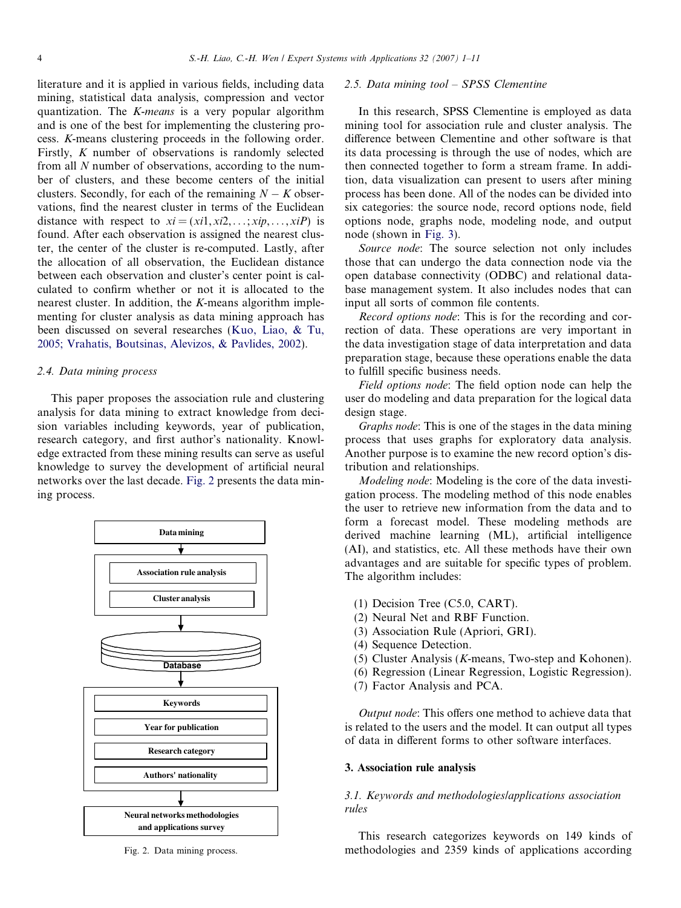literature and it is applied in various fields, including data mining, statistical data analysis, compression and vector quantization. The *K-means* is a very popular algorithm and is one of the best for implementing the clustering process. *K*-means clustering proceeds in the following order. Firstly, *K* number of observations is randomly selected from all *N* number of observations, according to the number of clusters, and these become centers of the initial clusters. Secondly, for each of the remaining $N - K$ observations, find the nearest cluster in terms of the Euclidean distance with respect to $xi = (xi1, xi2, \ldots; xip, \ldots, xiP)$ is found. After each observation is assigned the nearest cluster, the center of the cluster is re-computed. Lastly, after the allocation of all observation, the Euclidean distance between each observation and cluster's center point is calculated to confirm whether or not it is allocated to the nearest cluster. In addition, the *K*-means algorithm implementing for cluster analysis as data mining approach has been discussed on several researches (Kuo, Liao, & Tu, 2005; Vrahatis, Boutsinas, Alevizos, & Pavlides, 2002).

### 2.4. Data mining process

This paper proposes the association rule and clustering analysis for data mining to extract knowledge from decision variables including keywords, year of publication, research category, and first author's nationality. Knowledge extracted from these mining results can serve as useful knowledge to survey the development of artificial neural networks over the last decade. Fig. 2 presents the data mining process.

Data mining

Association rule analysis

Cluster analysis

Database

Keywords

Year for publication

Research category

Authors' nationality

Neural networks methodologies and applications survey

Fig. 2. Data mining process.

### 2.5. Data mining tool – SPSS Clementine

In this research, SPSS Clementine is employed as data mining tool for association rule and cluster analysis. The difference between Clementine and other software is that its data processing is through the use of nodes, which are then connected together to form a stream frame. In addition, data visualization can present to users after mining process has been done. All of the nodes can be divided into six categories: the source node, record options node, field options node, graphs node, modeling node, and output node (shown in Fig. 3).

*Source node*: The source selection not only includes those that can undergo the data connection node via the open database connectivity (ODBC) and relational database management system. It also includes nodes that can input all sorts of common file contents.

*Record options node*: This is for the recording and correction of data. These operations are very important in the data investigation stage of data interpretation and data preparation stage, because these operations enable the data to fulfill specific business needs.

*Field options node*: The field option node can help the user do modeling and data preparation for the logical data design stage.

*Graphs node*: This is one of the stages in the data mining process that uses graphs for exploratory data analysis. Another purpose is to examine the new record option's distribution and relationships.

*Modeling node*: Modeling is the core of the data investigation process. The modeling method of this node enables the user to retrieve new information from the data and to form a forecast model. These modeling methods are derived machine learning (ML), artificial intelligence (AI), and statistics, etc. All these methods have their own advantages and are suitable for specific types of problem. The algorithm includes:

(1) Decision Tree (C5.0, CART).
(2) Neural Net and RBF Function.
(3) Association Rule (Apriori, GRI).
(4) Sequence Detection.
(5) Cluster Analysis (*K*-means, Two-step and Kohonen).
(6) Regression (Linear Regression, Logistic Regression).
(7) Factor Analysis and PCA.

*Output node*: This offers one method to achieve data that is related to the users and the model. It can output all types of data in different forms to other software interfaces.

## 3. Association rule analysis

### 3.1. Keywords and methodologies/applications association rules

This research categorizes keywords on 149 kinds of methodologies and 2359 kinds of applications according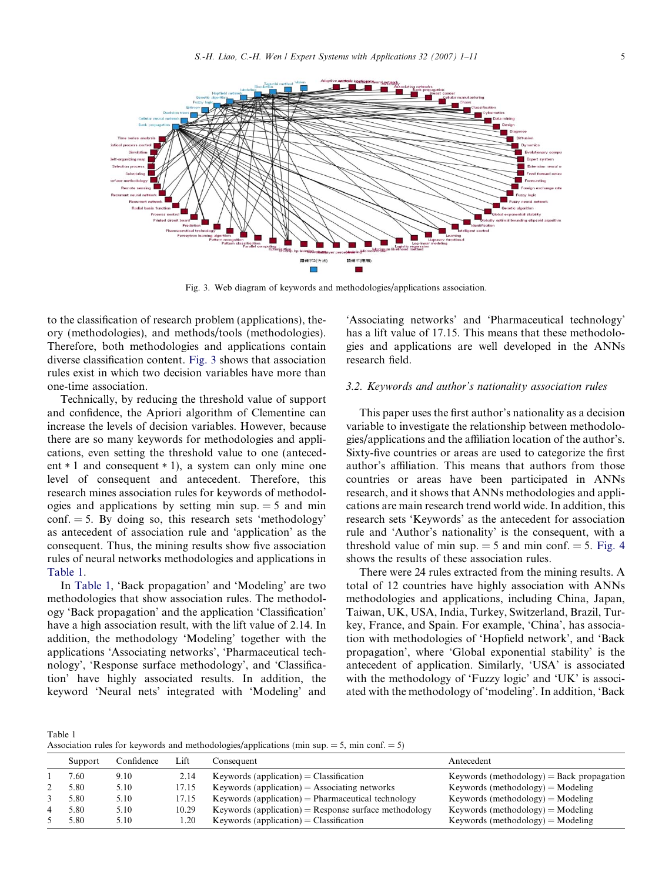Fig. 3. Web diagram of keywords and methodologies/applications association.

to the classification of research problem (applications), theory (methodologies), and methods/tools (methodologies). Therefore, both methodologies and applications contain diverse classification content. Fig. 3 shows that association rules exist in which two decision variables have more than one-time association.

Technically, by reducing the threshold value of support and confidence, the Apriori algorithm of Clementine can increase the levels of decision variables. However, because there are so many keywords for methodologies and applications, even setting the threshold value to one (antecedent * 1 and consequent * 1), a system can only mine one level of consequent and antecedent. Therefore, this research mines association rules for keywords of methodologies and applications by setting min sup. = 5 and min conf. = 5. By doing so, this research sets 'methodology' as antecedent of association rule and 'application' as the consequent. Thus, the mining results show five association rules of neural networks methodologies and applications in Table 1.

In Table 1, 'Back propagation' and 'Modeling' are two methodologies that show association rules. The methodology 'Back propagation' and the application 'Classification' have a high association result, with the lift value of 2.14. In addition, the methodology 'Modeling' together with the applications 'Associating networks', 'Pharmaceutical technology', 'Response surface methodology', and 'Classification' have highly associated results. In addition, the keyword 'Neural nets' integrated with 'Modeling' and 'Associating networks' and 'Pharmaceutical technology' has a lift value of 17.15. This means that these methodologies and applications are well developed in the ANNs research field.

### 3.2. Keywords and author's nationality association rules

This paper uses the first author's nationality as a decision variable to investigate the relationship between methodologies/applications and the affiliation location of the author's. Sixty-five countries or areas are used to categorize the first author's affiliation. This means that authors from those countries or areas have participated in ANNs research, and it shows that ANNs methodologies and applications are main research trend world wide. In addition, this research sets 'Keywords' as the antecedent for association rule and 'Author's nationality' is the consequent, with a threshold value of min sup. = 5 and min conf. = 5. Fig. 4 shows the results of these association rules.

There were 24 rules extracted from the mining results. A total of 12 countries have highly association with ANNs methodologies and applications, including China, Japan, Taiwan, UK, USA, India, Turkey, Switzerland, Brazil, Turkey, France, and Spain. For example, 'China', has association with methodologies of 'Hopfield network', and 'Back propagation', where 'Global exponential stability' is the antecedent of application. Similarly, 'USA' is associated with the methodology of 'Fuzzy logic' and 'UK' is associated with the methodology of 'modeling'. In addition, 'Back

Table 1
Association rules for keywords and methodologies/applications (min sup. = 5, min conf. = 5)

| | Support | Confidence | Lift | Consequent | Antecedent |
|---|---|---|---|---|---|
| 1 | 7.60 | 9.10 | 2.14 | Keywords (application) = Classification | Keywords (methodology) = Back propagation |
| 2 | 5.80 | 5.10 | 17.15 | Keywords (application) = Associating networks | Keywords (methodology) = Modeling |
| 3 | 5.80 | 5.10 | 17.15 | Keywords (application) = Pharmaceutical technology | Keywords (methodology) = Modeling |
| 4 | 5.80 | 5.10 | 10.29 | Keywords (application) = Response surface methodology | Keywords (methodology) = Modeling |
| 5 | 5.80 | 5.10 | 1.20 | Keywords (application) = Classification | Keywords (methodology) = Modeling |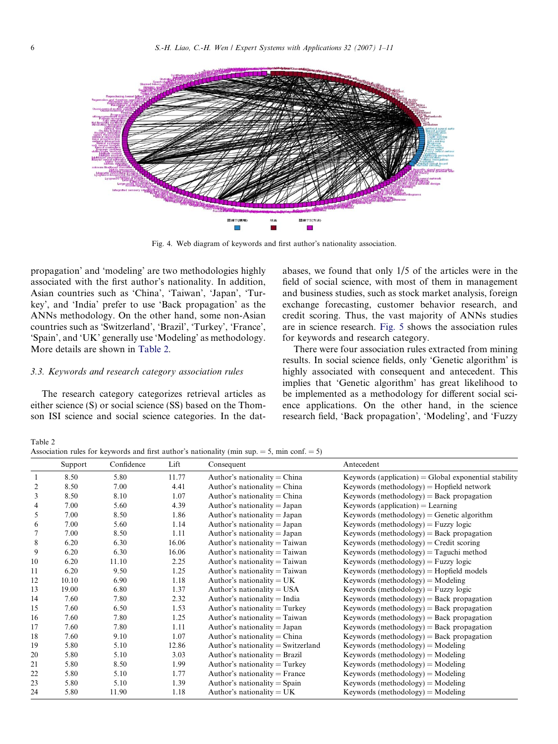Fig. 4. Web diagram of keywords and first author's nationality association.

propagation' and 'modeling' are two methodologies highly associated with the first author's nationality. In addition, Asian countries such as 'China', 'Taiwan', 'Japan', 'Turkey', and 'India' prefer to use 'Back propagation' as the ANNs methodology. On the other hand, some non-Asian countries such as 'Switzerland', 'Brazil', 'Turkey', 'France', 'Spain', and 'UK' generally use 'Modeling' as methodology. More details are shown in Table 2.

### 3.3. Keywords and research category association rules

The research category categorizes retrieval articles as either science (S) or social science (SS) based on the Thomson ISI science and social science categories. In the databases, we found that only 1/5 of the articles were in the field of social science, with most of them in management and business studies, such as stock market analysis, foreign exchange forecasting, customer behavior research, and credit scoring. Thus, the vast majority of ANNs studies are in science research. Fig. 5 shows the association rules for keywords and research category.

There were four association rules extracted from mining results. In social science fields, only 'Genetic algorithm' is highly associated with consequent and antecedent. This implies that 'Genetic algorithm' has great likelihood to be implemented as a methodology for different social science applications. On the other hand, in the science research field, 'Back propagation', 'Modeling', and 'Fuzzy

Table 2
Association rules for keywords and first author's nationality (min sup. = 5, min conf. = 5)

| | Support | Confidence | Lift | Consequent | Antecedent |
|---|---|---|---|---|---|
| 1 | 8.50 | 5.80 | 11.77 | Author's nationality = China | Keywords (application) = Global exponential stability |
| 2 | 8.50 | 7.00 | 4.41 | Author's nationality = China | Keywords (methodology) = Hopfield network |
| 3 | 8.50 | 8.10 | 1.07 | Author's nationality = China | Keywords (methodology) = Back propagation |
| 4 | 7.00 | 5.60 | 4.39 | Author's nationality = Japan | Keywords (application) = Learning |
| 5 | 7.00 | 8.50 | 1.86 | Author's nationality = Japan | Keywords (methodology) = Genetic algorithm |
| 6 | 7.00 | 5.60 | 1.14 | Author's nationality = Japan | Keywords (methodology) = Fuzzy logic |
| 7 | 7.00 | 8.50 | 1.11 | Author's nationality = Japan | Keywords (methodology) = Back propagation |
| 8 | 6.20 | 6.30 | 16.06 | Author's nationality = Taiwan | Keywords (methodology) = Credit scoring |
| 9 | 6.20 | 6.30 | 16.06 | Author's nationality = Taiwan | Keywords (methodology) = Taguchi method |
| 10 | 6.20 | 11.10 | 2.25 | Author's nationality = Taiwan | Keywords (methodology) = Fuzzy logic |
| 11 | 6.20 | 9.50 | 1.25 | Author's nationality = Taiwan | Keywords (methodology) = Hopfield models |
| 12 | 10.10 | 6.90 | 1.18 | Author's nationality = UK | Keywords (methodology) = Modeling |
| 13 | 19.00 | 6.80 | 1.37 | Author's nationality = USA | Keywords (methodology) = Fuzzy logic |
| 14 | 7.60 | 7.80 | 2.32 | Author's nationality = India | Keywords (methodology) = Back propagation |
| 15 | 7.60 | 6.50 | 1.53 | Author's nationality = Turkey | Keywords (methodology) = Back propagation |
| 16 | 7.60 | 7.80 | 1.25 | Author's nationality = Taiwan | Keywords (methodology) = Back propagation |
| 17 | 7.60 | 7.80 | 1.11 | Author's nationality = Japan | Keywords (methodology) = Back propagation |
| 18 | 7.60 | 9.10 | 1.07 | Author's nationality = China | Keywords (methodology) = Back propagation |
| 19 | 5.80 | 5.10 | 12.86 | Author's nationality = Switzerland | Keywords (methodology) = Modeling |
| 20 | 5.80 | 5.10 | 3.03 | Author's nationality = Brazil | Keywords (methodology) = Modeling |
| 21 | 5.80 | 8.50 | 1.99 | Author's nationality = Turkey | Keywords (methodology) = Modeling |
| 22 | 5.80 | 5.10 | 1.77 | Author's nationality = France | Keywords (methodology) = Modeling |
| 23 | 5.80 | 5.10 | 1.39 | Author's nationality = Spain | Keywords (methodology) = Modeling |
| 24 | 5.80 | 11.90 | 1.18 | Author's nationality = UK | Keywords (methodology) = Modeling |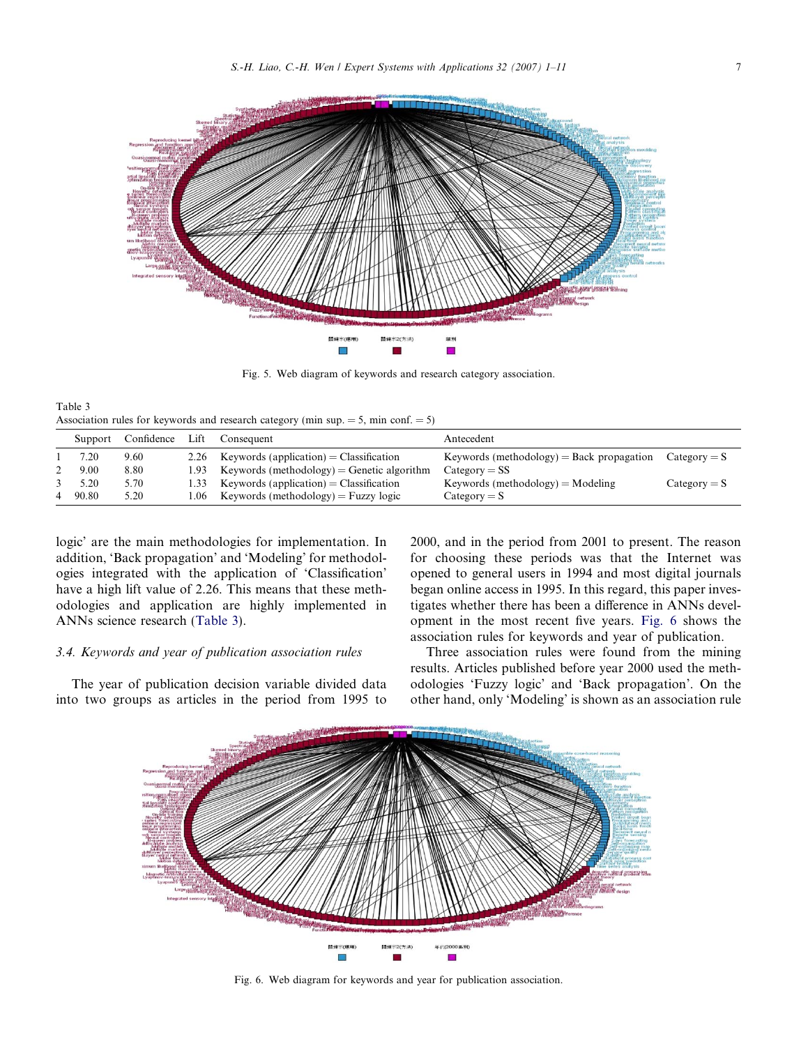Fig. 5. Web diagram of keywords and research category association.

Table 3
Association rules for keywords and research category (min sup. = 5, min conf. = 5)

| | Support | Confidence | Lift | Consequent | Antecedent | |
|---|---|---|---|---|---|---|
| 1 | 7.20 | 9.60 | 2.26 | Keywords (application) = Classification | Keywords (methodology) = Back propagation | Category = S |
| 2 | 9.00 | 8.80 | 1.93 | Keywords (methodology) = Genetic algorithm | Category = SS | |
| 3 | 5.20 | 5.70 | 1.33 | Keywords (application) = Classification | Keywords (methodology) = Modeling | Category = S |
| 4 | 90.80 | 5.20 | 1.06 | Keywords (methodology) = Fuzzy logic | Category = S | |

logic' are the main methodologies for implementation. In addition, 'Back propagation' and 'Modeling' for methodologies integrated with the application of 'Classification' have a high lift value of 2.26. This means that these methodologies and application are highly implemented in ANNs science research (Table 3).

### 3.4. Keywords and year of publication association rules

The year of publication decision variable divided data into two groups as articles in the period from 1995 to 2000, and in the period from 2001 to present. The reason for choosing these periods was that the Internet was opened to general users in 1994 and most digital journals began online access in 1995. In this regard, this paper investigates whether there has been a difference in ANNs development in the most recent five years. Fig. 6 shows the association rules for keywords and year of publication.

Three association rules were found from the mining results. Articles published before year 2000 used the methodologies 'Fuzzy logic' and 'Back propagation'. On the other hand, only 'Modeling' is shown as an association rule

Fig. 6. Web diagram for keywords and year for publication association.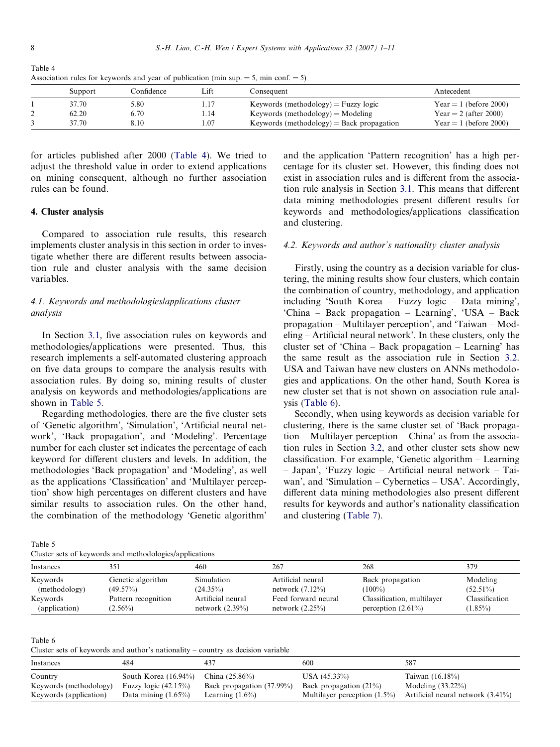Table 4
Association rules for keywords and year of publication (min sup. = 5, min conf. = 5)

| | Support | Confidence | Lift | Consequent | Antecedent |
|---|---|---|---|---|---|
| 1 | 37.70 | 5.80 | 1.17 | Keywords (methodology) = Fuzzy logic | Year = 1 (before 2000) |
| 2 | 62.20 | 6.70 | 1.14 | Keywords (methodology) = Modeling | Year = 2 (after 2000) |
| 3 | 37.70 | 8.10 | 1.07 | Keywords (methodology) = Back propagation | Year = 1 (before 2000) |

for articles published after 2000 (Table 4). We tried to adjust the threshold value in order to extend applications on mining consequent, although no further association rules can be found.

## 4. Cluster analysis

Compared to association rule results, this research implements cluster analysis in this section in order to investigate whether there are different results between association rule and cluster analysis with the same decision variables.

### 4.1. Keywords and methodologies/applications cluster analysis

In Section 3.1, five association rules on keywords and methodologies/applications were presented. Thus, this research implements a self-automated clustering approach on five data groups to compare the analysis results with association rules. By doing so, mining results of cluster analysis on keywords and methodologies/applications are shown in Table 5.

Regarding methodologies, there are the five cluster sets of 'Genetic algorithm', 'Simulation', 'Artificial neural network', 'Back propagation', and 'Modeling'. Percentage number for each cluster set indicates the percentage of each keyword for different clusters and levels. In addition, the methodologies 'Back propagation' and 'Modeling', as well as the applications 'Classification' and 'Multilayer perception' show high percentages on different clusters and have similar results to association rules. On the other hand, the combination of the methodology 'Genetic algorithm' and the application 'Pattern recognition' has a high percentage for its cluster set. However, this finding does not exist in association rules and is different from the association rule analysis in Section 3.1. This means that different data mining methodologies present different results for keywords and methodologies/applications classification and clustering.

### 4.2. Keywords and author's nationality cluster analysis

Firstly, using the country as a decision variable for clustering, the mining results show four clusters, which contain the combination of country, methodology, and application including 'South Korea – Fuzzy logic – Data mining', 'China – Back propagation – Learning', 'USA – Back propagation – Multilayer perception', and 'Taiwan – Modeling – Artificial neural network'. In these clusters, only the cluster set of 'China – Back propagation – Learning' has the same result as the association rule in Section 3.2. USA and Taiwan have new clusters on ANNs methodologies and applications. On the other hand, South Korea is new cluster set that is not shown on association rule analysis (Table 6).

Secondly, when using keywords as decision variable for clustering, there is the same cluster set of 'Back propagation – Multilayer perception – China' as from the association rules in Section 3.2, and other cluster sets show new classification. For example, 'Genetic algorithm – Learning – Japan', 'Fuzzy logic – Artificial neural network – Taiwan', and 'Simulation – Cybernetics – USA'. Accordingly, different data mining methodologies also present different results for keywords and author's nationality classification and clustering (Table 7).

Table 5
Cluster sets of keywords and methodologies/applications

| Instances | 351 | 460 | 267 | 268 | 379 |
|---|---|---|---|---|---|
| Keywords (methodology) | Genetic algorithm (49.57%) | Simulation (24.35%) | Artificial neural network (7.12%) | Back propagation (100%) | Modeling (52.51%) |
| Keywords (application) | Pattern recognition (2.56%) | Artificial neural network (2.39%) | Feed forward neural network (2.25%) | Classification, multilayer perception (2.61%) | Classification (1.85%) |

Table 6
Cluster sets of keywords and author's nationality – country as decision variable

| Instances | 484 | 437 | 600 | 587 |
|---|---|---|---|---|
| Country | South Korea (16.94%) | China (25.86%) | USA (45.33%) | Taiwan (16.18%) |
| Keywords (methodology) | Fuzzy logic (42.15%) | Back propagation (37.99%) | Back propagation (21%) | Modeling (33.22%) |
| Keywords (application) | Data mining (1.65%) | Learning (1.6%) | Multilayer perception (1.5%) | Artificial neural network (3.41%) |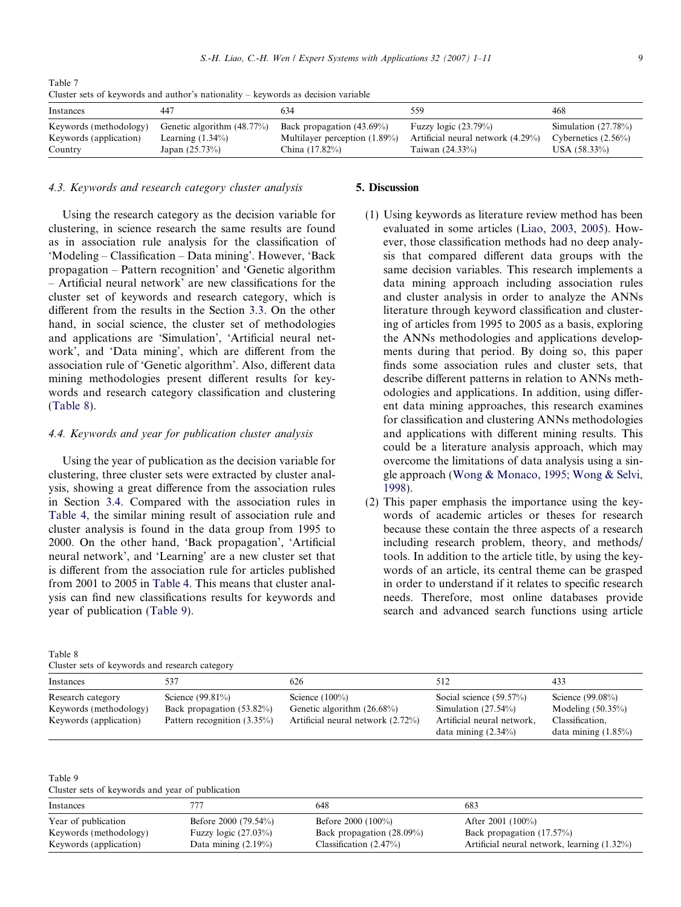Table 7
Cluster sets of keywords and author's nationality – keywords as decision variable

| Instances | 447 | 634 | 559 | 468 |
|---|---|---|---|---|
| Keywords (methodology) | Genetic algorithm (48.77%) | Back propagation (43.69%) | Fuzzy logic (23.79%) | Simulation (27.78%) |
| Keywords (application) | Learning (1.34%) | Multilayer perception (1.89%) | Artificial neural network (4.29%) | Cybernetics (2.56%) |
| Country | Japan (25.73%) | China (17.82%) | Taiwan (24.33%) | USA (58.33%) |

### 4.3. Keywords and research category cluster analysis

Using the research category as the decision variable for clustering, in science research the same results are found as in association rule analysis for the classification of 'Modeling – Classification – Data mining'. However, 'Back propagation – Pattern recognition' and 'Genetic algorithm – Artificial neural network' are new classifications for the cluster set of keywords and research category, which is different from the results in the Section 3.3. On the other hand, in social science, the cluster set of methodologies and applications are 'Simulation', 'Artificial neural network', and 'Data mining', which are different from the association rule of 'Genetic algorithm'. Also, different data mining methodologies present different results for keywords and research category classification and clustering (Table 8).

### 4.4. Keywords and year for publication cluster analysis

Using the year of publication as the decision variable for clustering, three cluster sets were extracted by cluster analysis, showing a great difference from the association rules in Section 3.4. Compared with the association rules in Table 4, the similar mining result of association rule and cluster analysis is found in the data group from 1995 to 2000. On the other hand, 'Back propagation', 'Artificial neural network', and 'Learning' are a new cluster set that is different from the association rule for articles published from 2001 to 2005 in Table 4. This means that cluster analysis can find new classifications results for keywords and year of publication (Table 9).

## 5. Discussion

(1) Using keywords as literature review method has been evaluated in some articles (Liao, 2003, 2005). However, those classification methods had no deep analysis that compared different data groups with the same decision variables. This research implements a data mining approach including association rules and cluster analysis in order to analyze the ANNs literature through keyword classification and clustering of articles from 1995 to 2005 as a basis, exploring the ANNs methodologies and applications developments during that period. By doing so, this paper finds some association rules and cluster sets, that describe different patterns in relation to ANNs methodologies and applications. In addition, using different data mining approaches, this research examines for classification and clustering ANNs methodologies and applications with different mining results. This could be a literature analysis approach, which may overcome the limitations of data analysis using a single approach (Wong & Monaco, 1995; Wong & Selvi, 1998).

(2) This paper emphasis the importance using the keywords of academic articles or theses for research because these contain the three aspects of a research including research problem, theory, and methods/tools. In addition to the article title, by using the keywords of an article, its central theme can be grasped in order to understand if it relates to specific research needs. Therefore, most online databases provide search and advanced search functions using article

Table 8
Cluster sets of keywords and research category

| Instances | 537 | 626 | 512 | 433 |
|---|---|---|---|---|
| Research category | Science (99.81%) | Science (100%) | Social science (59.57%) | Science (99.08%) |
| Keywords (methodology) | Back propagation (53.82%) | Genetic algorithm (26.68%) | Simulation (27.54%) | Modeling (50.35%) |
| Keywords (application) | Pattern recognition (3.35%) | Artificial neural network (2.72%) | Artificial neural network, data mining (2.34%) | Classification, data mining (1.85%) |

Table 9
Cluster sets of keywords and year of publication

| Instances | 777 | 648 | 683 |
|---|---|---|---|
| Year of publication | Before 2000 (79.54%) | Before 2000 (100%) | After 2001 (100%) |
| Keywords (methodology) | Fuzzy logic (27.03%) | Back propagation (28.09%) | Back propagation (17.57%) |
| Keywords (application) | Data mining (2.19%) | Classification (2.47%) | Artificial neural network, learning (1.32%) |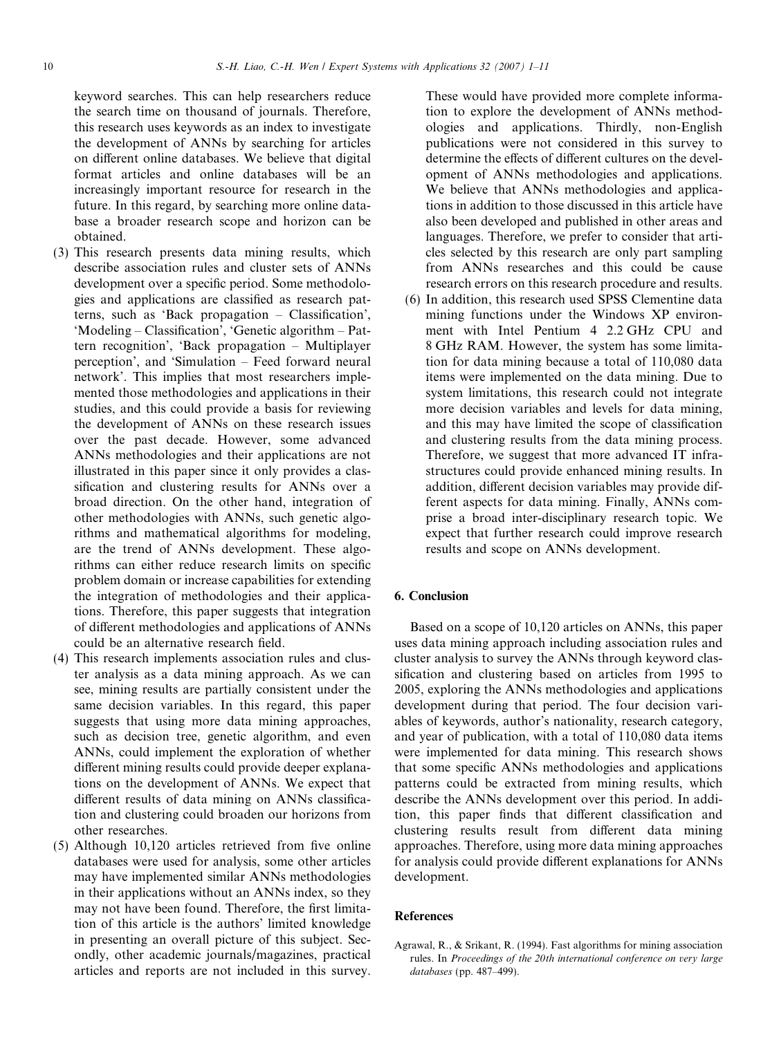keyword searches. This can help researchers reduce the search time on thousand of journals. Therefore, this research uses keywords as an index to investigate the development of ANNs by searching for articles on different online databases. We believe that digital format articles and online databases will be an increasingly important resource for research in the future. In this regard, by searching more online database a broader research scope and horizon can be obtained.

(3) This research presents data mining results, which describe association rules and cluster sets of ANNs development over a specific period. Some methodologies and applications are classified as research patterns, such as 'Back propagation – Classification', 'Modeling – Classification', 'Genetic algorithm – Pattern recognition', 'Back propagation – Multiplayer perception', and 'Simulation – Feed forward neural network'. This implies that most researchers implemented those methodologies and applications in their studies, and this could provide a basis for reviewing the development of ANNs on these research issues over the past decade. However, some advanced ANNs methodologies and their applications are not illustrated in this paper since it only provides a classification and clustering results for ANNs over a broad direction. On the other hand, integration of other methodologies with ANNs, such genetic algorithms and mathematical algorithms for modeling, are the trend of ANNs development. These algorithms can either reduce research limits on specific problem domain or increase capabilities for extending the integration of methodologies and their applications. Therefore, this paper suggests that integration of different methodologies and applications of ANNs could be an alternative research field.

(4) This research implements association rules and cluster analysis as a data mining approach. As we can see, mining results are partially consistent under the same decision variables. In this regard, this paper suggests that using more data mining approaches, such as decision tree, genetic algorithm, and even ANNs, could implement the exploration of whether different mining results could provide deeper explanations on the development of ANNs. We expect that different results of data mining on ANNs classification and clustering could broaden our horizons from other researches.

(5) Although 10,120 articles retrieved from five online databases were used for analysis, some other articles may have implemented similar ANNs methodologies in their applications without an ANNs index, so they may not have been found. Therefore, the first limitation of this article is the authors' limited knowledge in presenting an overall picture of this subject. Secondly, other academic journals/magazines, practical articles and reports are not included in this survey. These would have provided more complete information to explore the development of ANNs methodologies and applications. Thirdly, non-English publications were not considered in this survey to determine the effects of different cultures on the development of ANNs methodologies and applications. We believe that ANNs methodologies and applications in addition to those discussed in this article have also been developed and published in other areas and languages. Therefore, we prefer to consider that articles selected by this research are only part sampling from ANNs researches and this could be cause research errors on this research procedure and results.

(6) In addition, this research used SPSS Clementine data mining functions under the Windows XP environment with Intel Pentium 4 2.2 GHz CPU and 8 GHz RAM. However, the system has some limitation for data mining because a total of 110,080 data items were implemented on the data mining. Due to system limitations, this research could not integrate more decision variables and levels for data mining, and this may have limited the scope of classification and clustering results from the data mining process. Therefore, we suggest that more advanced IT infrastructures could provide enhanced mining results. In addition, different decision variables may provide different aspects for data mining. Finally, ANNs comprise a broad inter-disciplinary research topic. We expect that further research could improve research results and scope on ANNs development.

## 6. Conclusion

Based on a scope of 10,120 articles on ANNs, this paper uses data mining approach including association rules and cluster analysis to survey the ANNs through keyword classification and clustering based on articles from 1995 to 2005, exploring the ANNs methodologies and applications development during that period. The four decision variables of keywords, author's nationality, research category, and year of publication, with a total of 110,080 data items were implemented for data mining. This research shows that some specific ANNs methodologies and applications patterns could be extracted from mining results, which describe the ANNs development over this period. In addition, this paper finds that different classification and clustering results result from different data mining approaches. Therefore, using more data mining approaches for analysis could provide different explanations for ANNs development.

## References

Agrawal, R., & Srikant, R. (1994). Fast algorithms for mining association rules. In *Proceedings of the 20th international conference on very large databases* (pp. 487–499).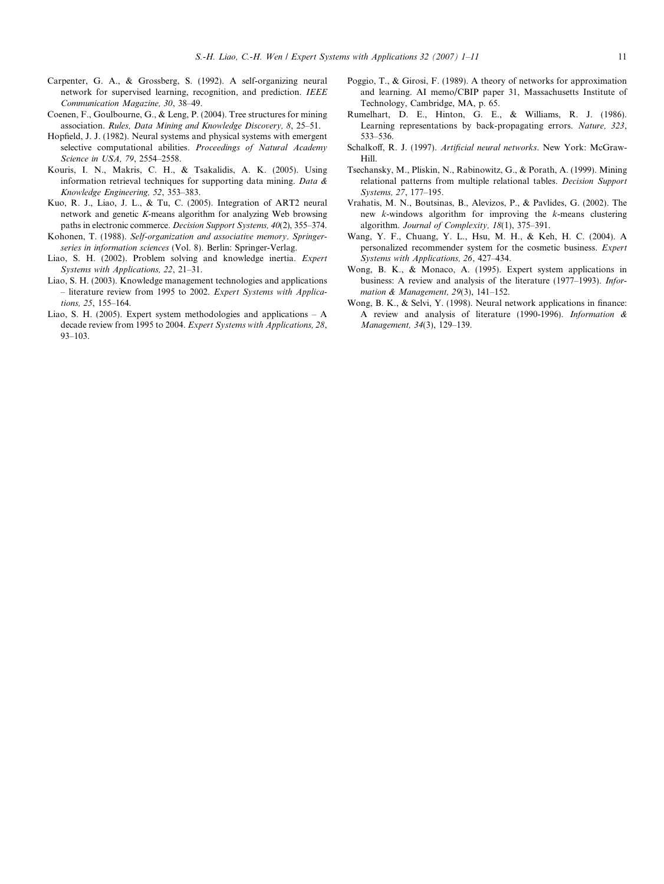Carpenter, G. A., & Grossberg, S. (1992). A self-organizing neural network for supervised learning, recognition, and prediction. *IEEE Communication Magazine, 30*, 38–49.

Coenen, F., Goulbourne, G., & Leng, P. (2004). Tree structures for mining association. *Rules, Data Mining and Knowledge Discovery, 8*, 25–51.

Hopfield, J. J. (1982). Neural systems and physical systems with emergent selective computational abilities. *Proceedings of Natural Academy Science in USA, 79*, 2554–2558.

Kouris, I. N., Makris, C. H., & Tsakalidis, A. K. (2005). Using information retrieval techniques for supporting data mining. *Data & Knowledge Engineering, 52*, 353–383.

Kuo, R. J., Liao, J. L., & Tu, C. (2005). Integration of ART2 neural network and genetic *K*-means algorithm for analyzing Web browsing paths in electronic commerce. *Decision Support Systems, 40*(2), 355–374.

Kohonen, T. (1988). *Self-organization and associative memory*. *Springer-series in information sciences* (Vol. 8). Berlin: Springer-Verlag.

Liao, S. H. (2002). Problem solving and knowledge inertia. *Expert Systems with Applications, 22*, 21–31.

Liao, S. H. (2003). Knowledge management technologies and applications – literature review from 1995 to 2002. *Expert Systems with Applications, 25*, 155–164.

Liao, S. H. (2005). Expert system methodologies and applications – A decade review from 1995 to 2004. *Expert Systems with Applications, 28*, 93–103.

Poggio, T., & Girosi, F. (1989). A theory of networks for approximation and learning. AI memo/CBIP paper 31, Massachusetts Institute of Technology, Cambridge, MA, p. 65.

Rumelhart, D. E., Hinton, G. E., & Williams, R. J. (1986). Learning representations by back-propagating errors. *Nature, 323*, 533–536.

Schalkoff, R. J. (1997). *Artificial neural networks*. New York: McGraw-Hill.

Tsechansky, M., Pliskin, N., Rabinowitz, G., & Porath, A. (1999). Mining relational patterns from multiple relational tables. *Decision Support Systems, 27*, 177–195.

Vrahatis, M. N., Boutsinas, B., Alevizos, P., & Pavlides, G. (2002). The new *k*-windows algorithm for improving the *k*-means clustering algorithm. *Journal of Complexity, 18*(1), 375–391.

Wang, Y. F., Chuang, Y. L., Hsu, M. H., & Keh, H. C. (2004). A personalized recommender system for the cosmetic business. *Expert Systems with Applications, 26*, 427–434.

Wong, B. K., & Monaco, A. (1995). Expert system applications in business: A review and analysis of the literature (1977–1993). *Information & Management, 29*(3), 141–152.

Wong, B. K., & Selvi, Y. (1998). Neural network applications in finance: A review and analysis of literature (1990-1996). *Information & Management, 34*(3), 129–139.